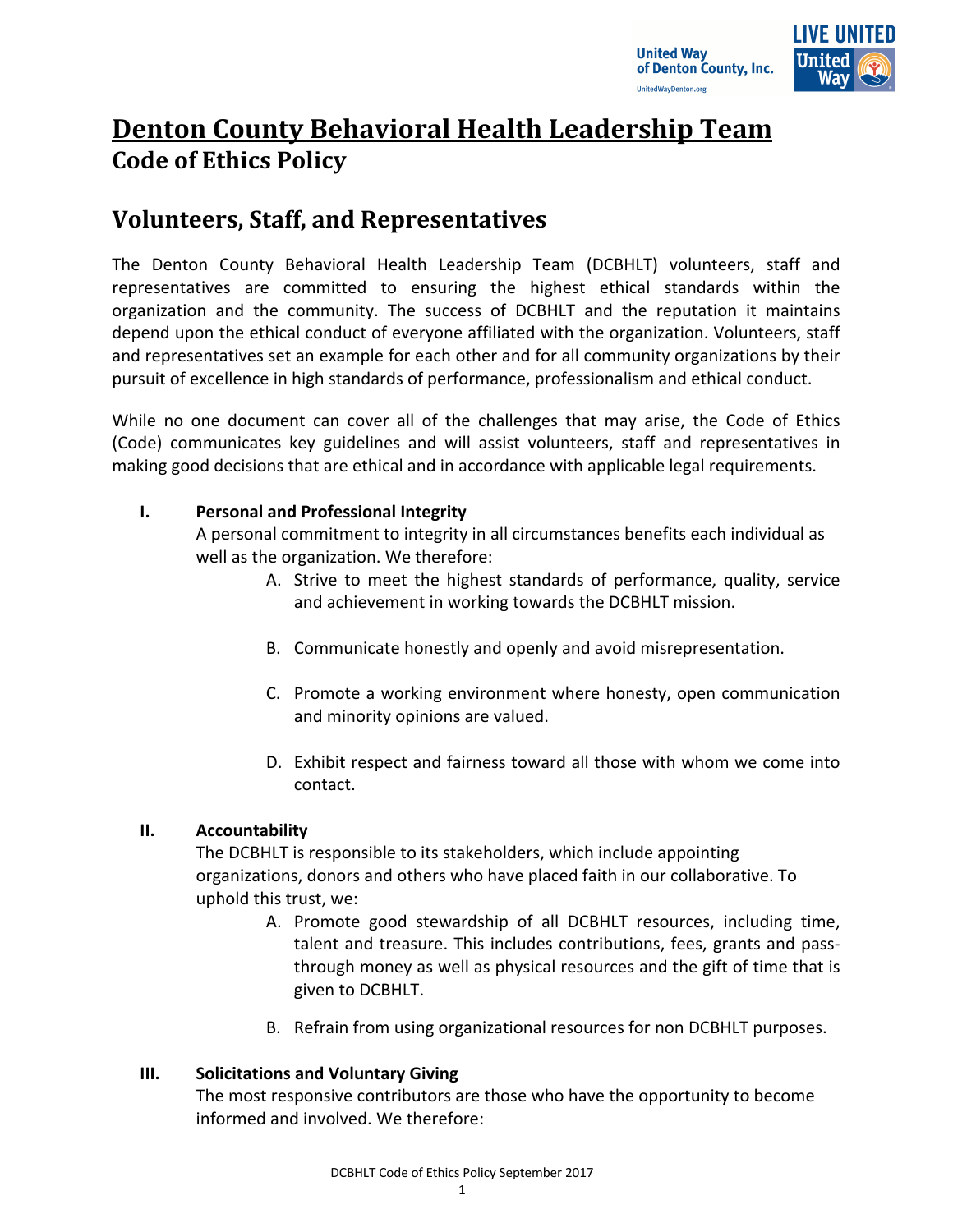# Denton County Behavioral Health Leadership Team

## Code of Ethics Policy

## Volunteers, Staff, and Representatives

The Denton County Behavioral Health Leadership Team (DCBHLT) volunteers, staff and representatives are committed to ensuring the highest ethical standards within the organization and the community. The success of DCBHLT and the reputation it maintains depend upon the ethical conduct of everyone affiliated with the organization. Volunteers, staff and representatives set an example for each other and for all community organizations by their pursuit of excellence in high standards of performance, professionalism and ethical conduct.

While no one document can cover all of the challenges that may arise, the Code of Ethics (Code) communicates key guidelines and will assist volunteers, staff and representatives in making good decisions that are ethical and in accordance with applicable legal requirements.

**I. Personal and Professional Integrity**

A personal commitment to integrity in all circumstances benefits each individual as well as the organization. We therefore:

A. Strive to meet the highest standards of performance, quality, service and achievement in working towards the DCBHLT mission.

B. Communicate honestly and openly and avoid misrepresentation.

C. Promote a working environment where honesty, open communication and minority opinions are valued.

D. Exhibit respect and fairness toward all those with whom we come into contact.

**II. Accountability**

The DCBHLT is responsible to its stakeholders, which include appointing organizations, donors and others who have placed faith in our collaborative. To uphold this trust, we:

A. Promote good stewardship of all DCBHLT resources, including time, talent and treasure. This includes contributions, fees, grants and pass-through money as well as physical resources and the gift of time that is given to DCBHLT.

B. Refrain from using organizational resources for non DCBHLT purposes.

**III. Solicitations and Voluntary Giving**

The most responsive contributors are those who have the opportunity to become informed and involved. We therefore: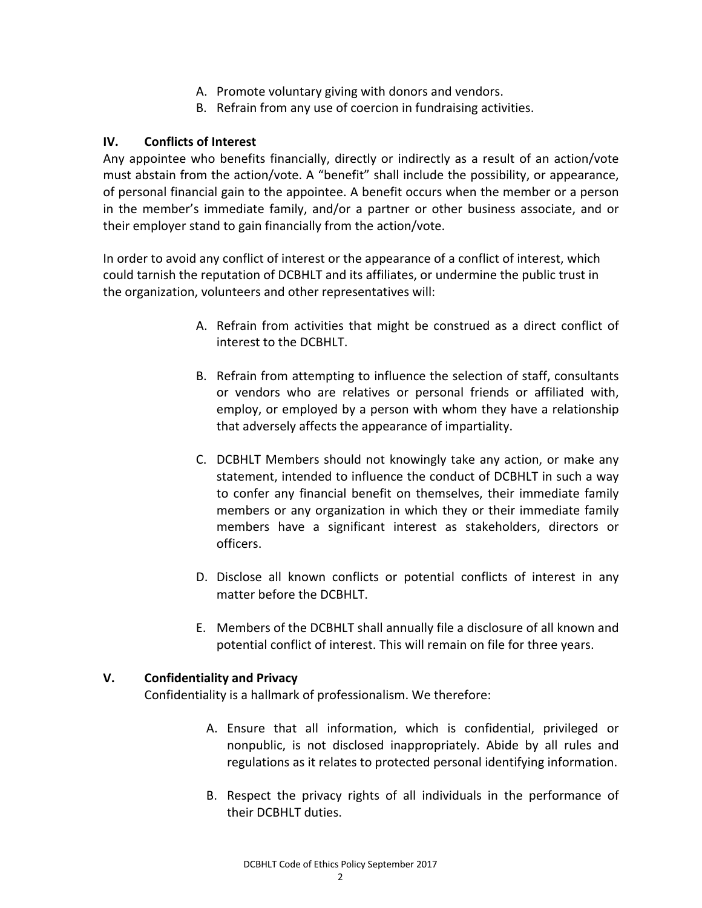A. Promote voluntary giving with donors and vendors.
B. Refrain from any use of coercion in fundraising activities.

## IV. Conflicts of Interest

Any appointee who benefits financially, directly or indirectly as a result of an action/vote must abstain from the action/vote. A "benefit" shall include the possibility, or appearance, of personal financial gain to the appointee. A benefit occurs when the member or a person in the member's immediate family, and/or a partner or other business associate, and or their employer stand to gain financially from the action/vote.

In order to avoid any conflict of interest or the appearance of a conflict of interest, which could tarnish the reputation of DCBHLT and its affiliates, or undermine the public trust in the organization, volunteers and other representatives will:

A. Refrain from activities that might be construed as a direct conflict of interest to the DCBHLT.

B. Refrain from attempting to influence the selection of staff, consultants or vendors who are relatives or personal friends or affiliated with, employ, or employed by a person with whom they have a relationship that adversely affects the appearance of impartiality.

C. DCBHLT Members should not knowingly take any action, or make any statement, intended to influence the conduct of DCBHLT in such a way to confer any financial benefit on themselves, their immediate family members or any organization in which they or their immediate family members have a significant interest as stakeholders, directors or officers.

D. Disclose all known conflicts or potential conflicts of interest in any matter before the DCBHLT.

E. Members of the DCBHLT shall annually file a disclosure of all known and potential conflict of interest. This will remain on file for three years.

## V. Confidentiality and Privacy

Confidentiality is a hallmark of professionalism. We therefore:

A. Ensure that all information, which is confidential, privileged or nonpublic, is not disclosed inappropriately. Abide by all rules and regulations as it relates to protected personal identifying information.

B. Respect the privacy rights of all individuals in the performance of their DCBHLT duties.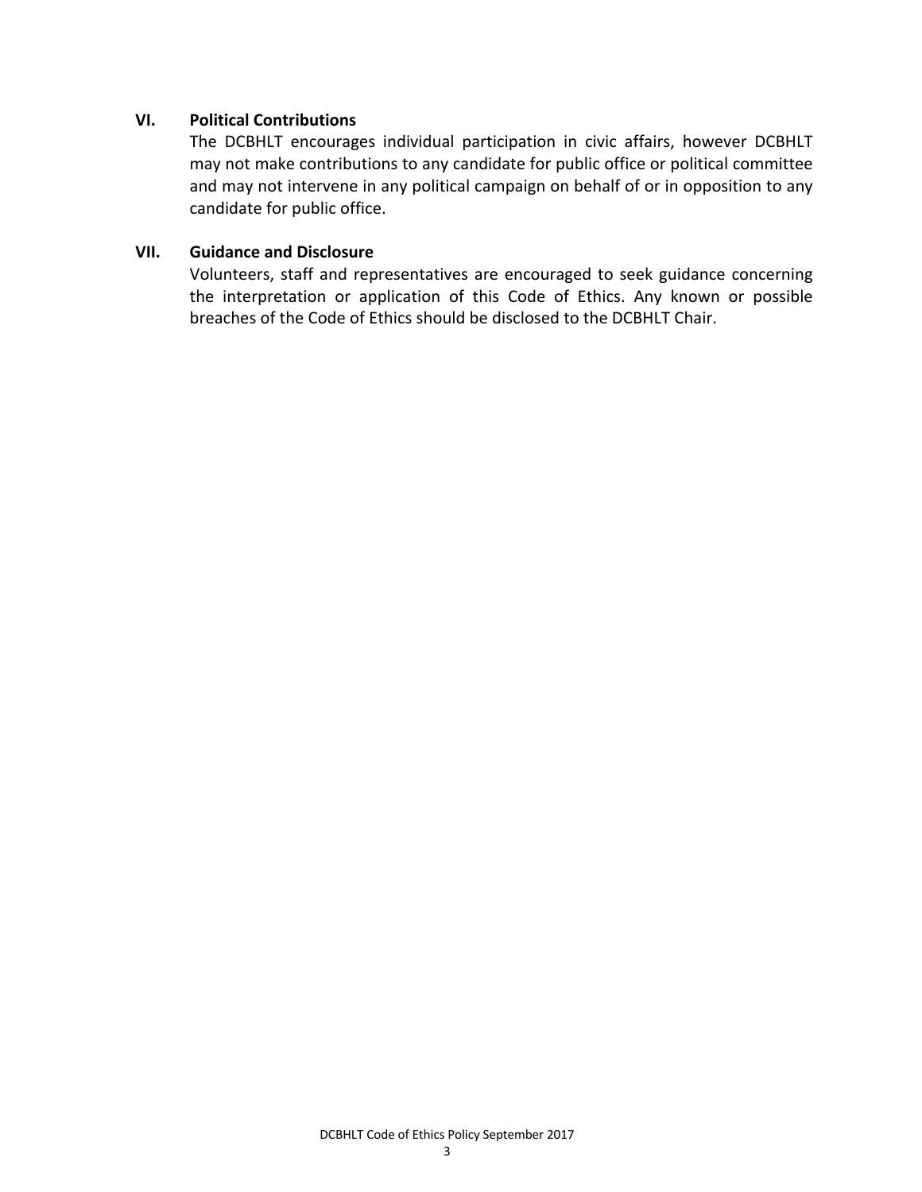## VI. Political Contributions

The DCBHLT encourages individual participation in civic affairs, however DCBHLT may not make contributions to any candidate for public office or political committee and may not intervene in any political campaign on behalf of or in opposition to any candidate for public office.

## VII. Guidance and Disclosure

Volunteers, staff and representatives are encouraged to seek guidance concerning the interpretation or application of this Code of Ethics. Any known or possible breaches of the Code of Ethics should be disclosed to the DCBHLT Chair.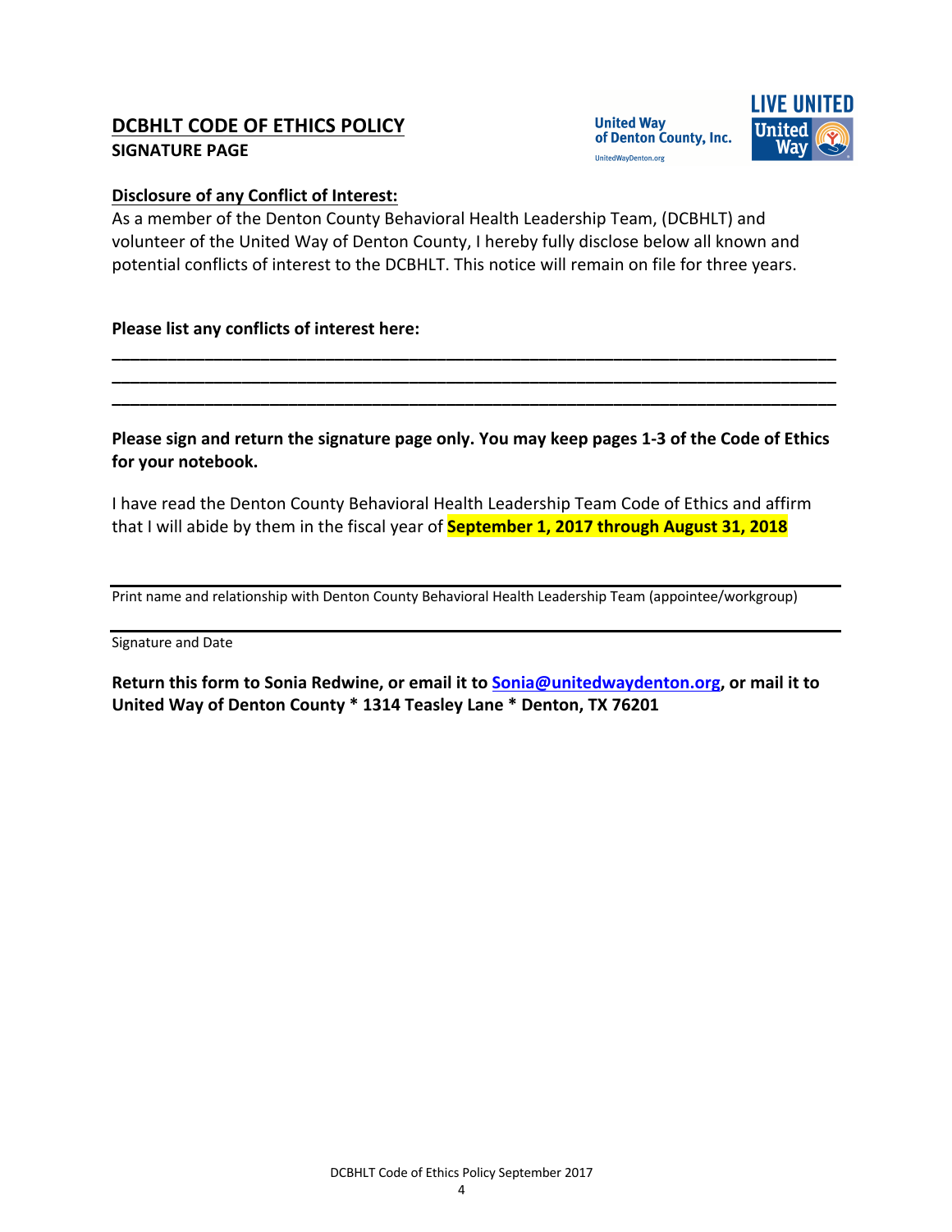## DCBHLT CODE OF ETHICS POLICY

**SIGNATURE PAGE**

United Way of Denton County, Inc.
UnitedWayDenton.org
LIVE UNITED

**Disclosure of any Conflict of Interest:**

As a member of the Denton County Behavioral Health Leadership Team, (DCBHLT) and volunteer of the United Way of Denton County, I hereby fully disclose below all known and potential conflicts of interest to the DCBHLT. This notice will remain on file for three years.

**Please list any conflicts of interest here:**

___________________________________________________________________________
___________________________________________________________________________
___________________________________________________________________________

**Please sign and return the signature page only. You may keep pages 1-3 of the Code of Ethics for your notebook.**

I have read the Denton County Behavioral Health Leadership Team Code of Ethics and affirm that I will abide by them in the fiscal year of **September 1, 2017 through August 31, 2018**

___________________________________________________________________________
Print name and relationship with Denton County Behavioral Health Leadership Team (appointee/workgroup)

___________________________________________________________________________
Signature and Date

**Return this form to Sonia Redwine, or email it to Sonia@unitedwaydenton.org, or mail it to United Way of Denton County * 1314 Teasley Lane * Denton, TX 76201**